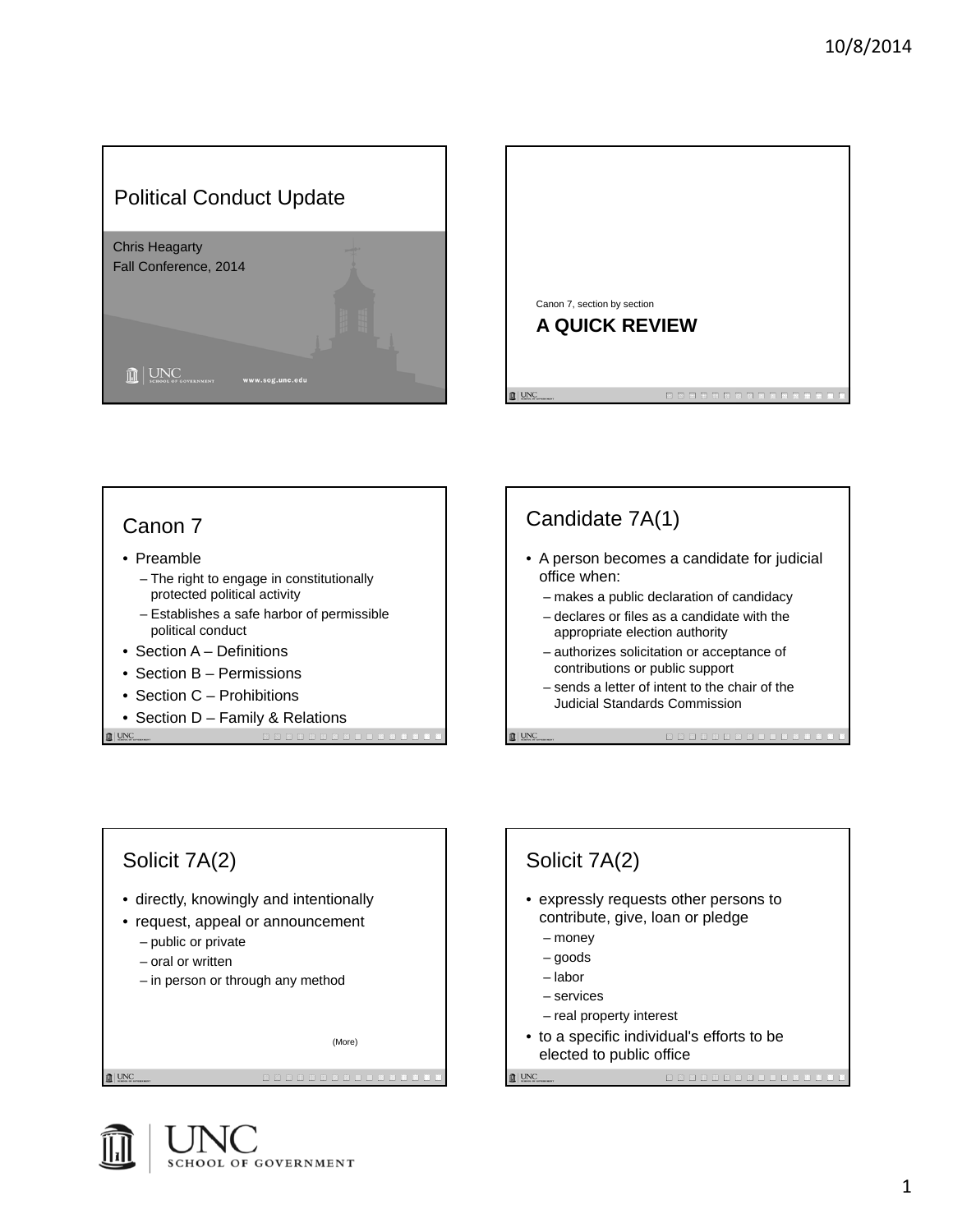# Political Conduct Update

Chris Heagarty
Fall Conference, 2014

Canon 7, section by section

## A QUICK REVIEW

## Canon 7

- Preamble
  - The right to engage in constitutionally protected political activity
  - Establishes a safe harbor of permissible political conduct
- Section A – Definitions
- Section B – Permissions
- Section C – Prohibitions
- Section D – Family & Relations

## Candidate 7A(1)

- A person becomes a candidate for judicial office when:
  - makes a public declaration of candidacy
  - declares or files as a candidate with the appropriate election authority
  - authorizes solicitation or acceptance of contributions or public support
  - sends a letter of intent to the chair of the Judicial Standards Commission

## Solicit 7A(2)

- directly, knowingly and intentionally
- request, appeal or announcement
  - public or private
  - oral or written
  - in person or through any method

(More)

## Solicit 7A(2)

- expressly requests other persons to contribute, give, loan or pledge
  - money
  - goods
  - labor
  - services
  - real property interest
- to a specific individual's efforts to be elected to public office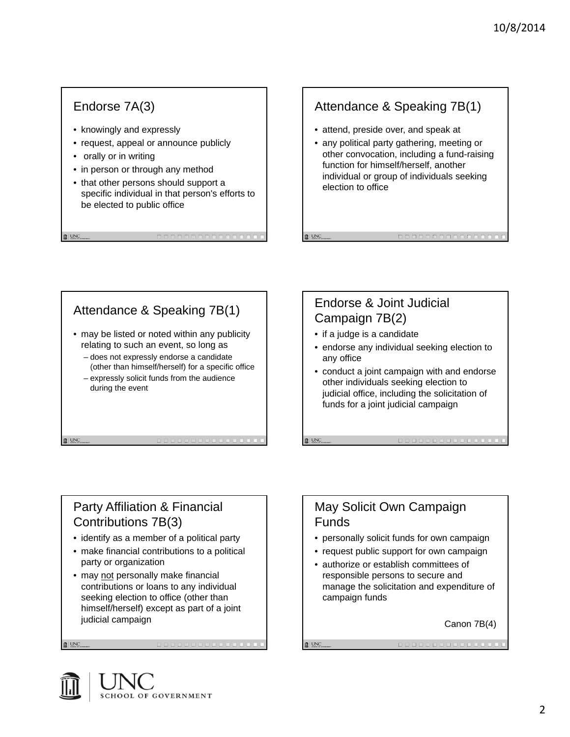## Endorse 7A(3)

- knowingly and expressly
- request, appeal or announce publicly
- orally or in writing
- in person or through any method
- that other persons should support a specific individual in that person's efforts to be elected to public office

## Attendance & Speaking 7B(1)

- attend, preside over, and speak at
- any political party gathering, meeting or other convocation, including a fund-raising function for himself/herself, another individual or group of individuals seeking election to office

## Attendance & Speaking 7B(1)

- may be listed or noted within any publicity relating to such an event, so long as
  - does not expressly endorse a candidate (other than himself/herself) for a specific office
  - expressly solicit funds from the audience during the event

## Endorse & Joint Judicial Campaign 7B(2)

- if a judge is a candidate
- endorse any individual seeking election to any office
- conduct a joint campaign with and endorse other individuals seeking election to judicial office, including the solicitation of funds for a joint judicial campaign

## Party Affiliation & Financial Contributions 7B(3)

- identify as a member of a political party
- make financial contributions to a political party or organization
- may not personally make financial contributions or loans to any individual seeking election to office (other than himself/herself) except as part of a joint judicial campaign

## May Solicit Own Campaign Funds

- personally solicit funds for own campaign
- request public support for own campaign
- authorize or establish committees of responsible persons to secure and manage the solicitation and expenditure of campaign funds

Canon 7B(4)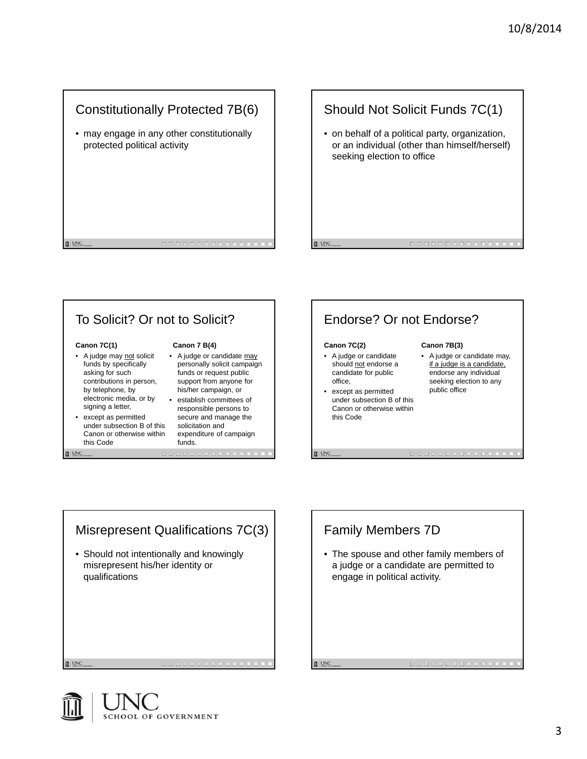## Constitutionally Protected 7B(6)

- may engage in any other constitutionally protected political activity

## Should Not Solicit Funds 7C(1)

- on behalf of a political party, organization, or an individual (other than himself/herself) seeking election to office

## To Solicit? Or not to Solicit?

**Canon 7C(1)**

- A judge may not solicit funds by specifically asking for such contributions in person, by telephone, by electronic media, or by signing a letter,
- except as permitted under subsection B of this Canon or otherwise within this Code

**Canon 7 B(4)**

- A judge or candidate may personally solicit campaign funds or request public support from anyone for his/her campaign, or
- establish committees of responsible persons to secure and manage the solicitation and expenditure of campaign funds.

## Endorse? Or not Endorse?

**Canon 7C(2)**

- A judge or candidate should not endorse a candidate for public office,
- except as permitted under subsection B of this Canon or otherwise within this Code

**Canon 7B(3)**

- A judge or candidate may, if a judge is a candidate, endorse any individual seeking election to any public office

## Misrepresent Qualifications 7C(3)

- Should not intentionally and knowingly misrepresent his/her identity or qualifications

## Family Members 7D

- The spouse and other family members of a judge or a candidate are permitted to engage in political activity.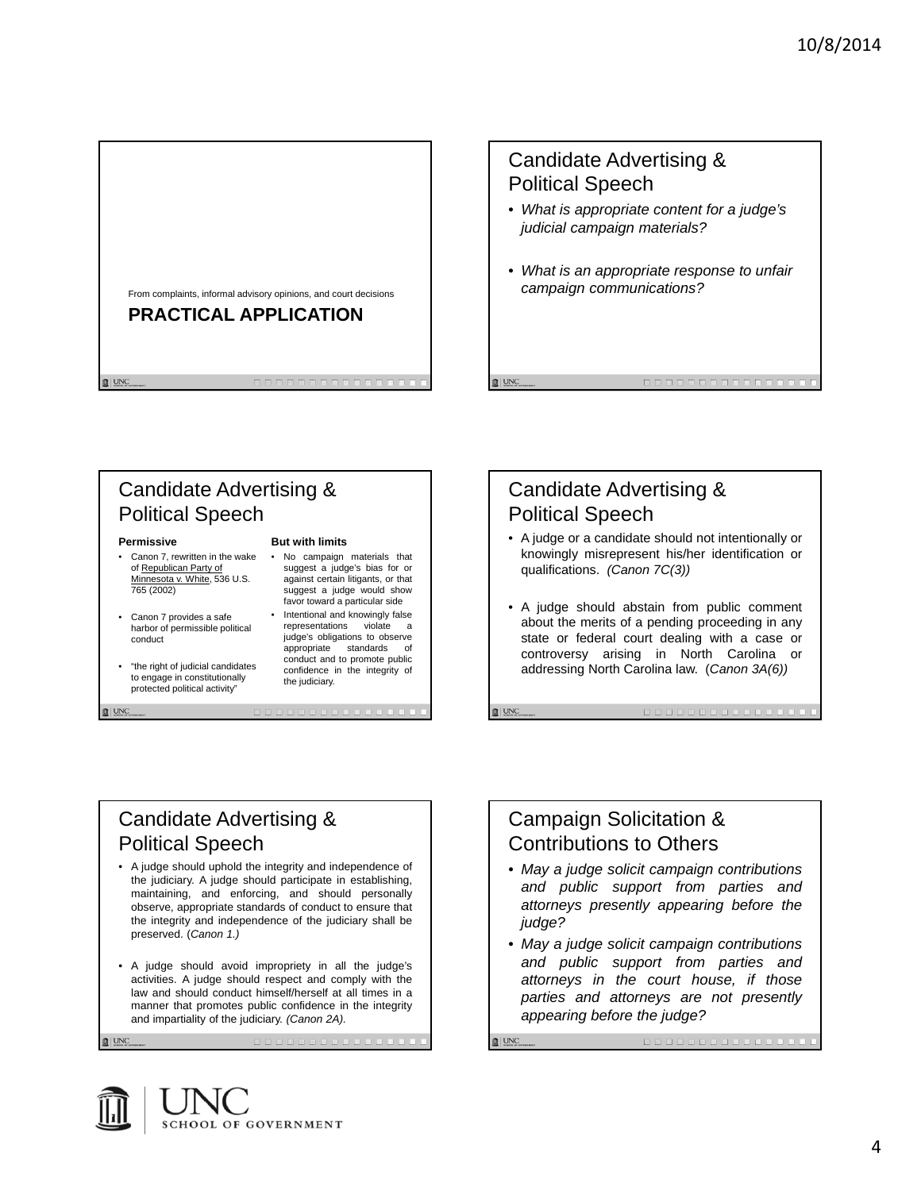From complaints, informal advisory opinions, and court decisions

## PRACTICAL APPLICATION

## Candidate Advertising & Political Speech

- *What is appropriate content for a judge's judicial campaign materials?*
- *What is an appropriate response to unfair campaign communications?*

## Candidate Advertising & Political Speech

**Permissive**

- Canon 7, rewritten in the wake of Republican Party of Minnesota v. White, 536 U.S. 765 (2002)
- Canon 7 provides a safe harbor of permissible political conduct
- "the right of judicial candidates to engage in constitutionally protected political activity"

**But with limits**

- No campaign materials that suggest a judge's bias for or against certain litigants, or that suggest a judge would show favor toward a particular side
- Intentional and knowingly false representations violate a judge's obligations to observe appropriate standards of conduct and to promote public confidence in the integrity of the judiciary.

## Candidate Advertising & Political Speech

- A judge or a candidate should not intentionally or knowingly misrepresent his/her identification or qualifications. *(Canon 7C(3))*
- A judge should abstain from public comment about the merits of a pending proceeding in any state or federal court dealing with a case or controversy arising in North Carolina or addressing North Carolina law. (*Canon 3A(6))*

## Candidate Advertising & Political Speech

- A judge should uphold the integrity and independence of the judiciary. A judge should participate in establishing, maintaining, and enforcing, and should personally observe, appropriate standards of conduct to ensure that the integrity and independence of the judiciary shall be preserved. (*Canon 1.)*
- A judge should avoid impropriety in all the judge's activities. A judge should respect and comply with the law and should conduct himself/herself at all times in a manner that promotes public confidence in the integrity and impartiality of the judiciary. *(Canon 2A).*

## Campaign Solicitation & Contributions to Others

- *May a judge solicit campaign contributions and public support from parties and attorneys presently appearing before the judge?*
- *May a judge solicit campaign contributions and public support from parties and attorneys in the court house, if those parties and attorneys are not presently appearing before the judge?*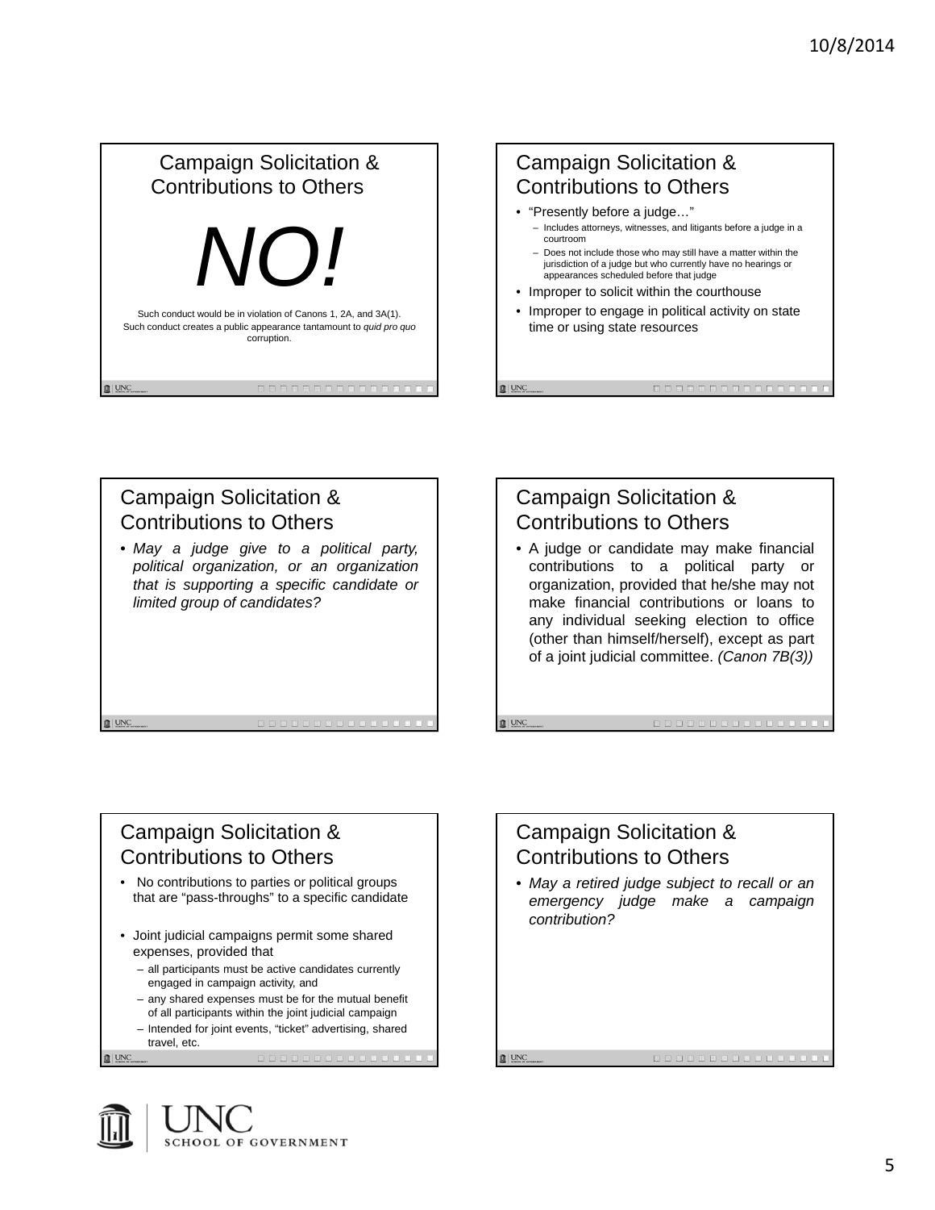## Campaign Solicitation & Contributions to Others

# NO!

Such conduct would be in violation of Canons 1, 2A, and 3A(1).

Such conduct creates a public appearance tantamount to *quid pro quo* corruption.

## Campaign Solicitation & Contributions to Others

- "Presently before a judge…"
  - Includes attorneys, witnesses, and litigants before a judge in a courtroom
  - Does not include those who may still have a matter within the jurisdiction of a judge but who currently have no hearings or appearances scheduled before that judge
- Improper to solicit within the courthouse
- Improper to engage in political activity on state time or using state resources

## Campaign Solicitation & Contributions to Others

- *May a judge give to a political party, political organization, or an organization that is supporting a specific candidate or limited group of candidates?*

## Campaign Solicitation & Contributions to Others

- A judge or candidate may make financial contributions to a political party or organization, provided that he/she may not make financial contributions or loans to any individual seeking election to office (other than himself/herself), except as part of a joint judicial committee. *(Canon 7B(3))*

## Campaign Solicitation & Contributions to Others

- No contributions to parties or political groups that are "pass-throughs" to a specific candidate
- Joint judicial campaigns permit some shared expenses, provided that
  - all participants must be active candidates currently engaged in campaign activity, and
  - any shared expenses must be for the mutual benefit of all participants within the joint judicial campaign
  - Intended for joint events, "ticket" advertising, shared travel, etc.

## Campaign Solicitation & Contributions to Others

- *May a retired judge subject to recall or an emergency judge make a campaign contribution?*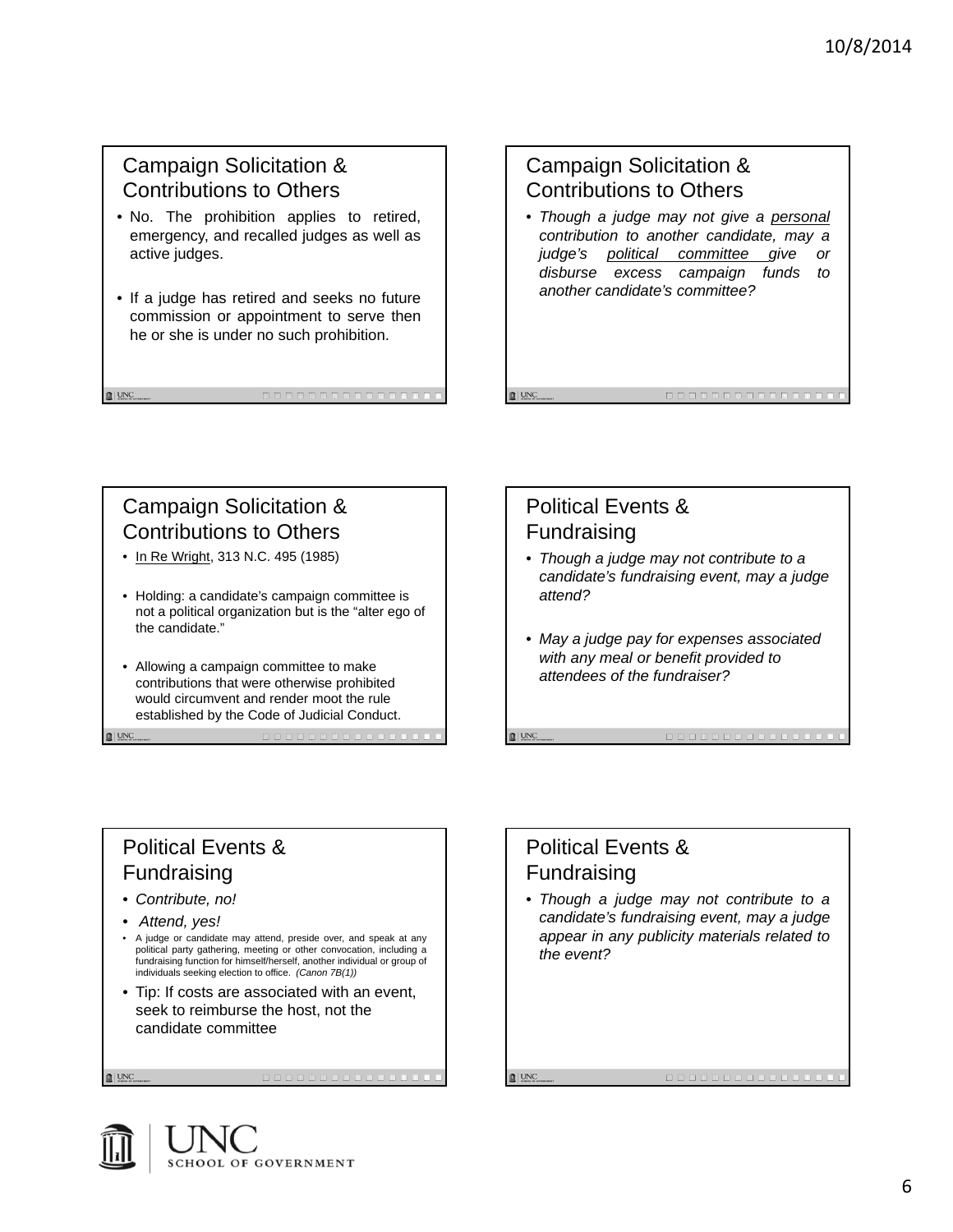## Campaign Solicitation & Contributions to Others

- No. The prohibition applies to retired, emergency, and recalled judges as well as active judges.
- If a judge has retired and seeks no future commission or appointment to serve then he or she is under no such prohibition.

## Campaign Solicitation & Contributions to Others

- *Though a judge may not give a <u>personal</u> contribution to another candidate, may a judge's <u>political committee</u> give or disburse excess campaign funds to another candidate's committee?*

## Campaign Solicitation & Contributions to Others

- <u>In Re Wright</u>, 313 N.C. 495 (1985)
- Holding: a candidate's campaign committee is not a political organization but is the "alter ego of the candidate."
- Allowing a campaign committee to make contributions that were otherwise prohibited would circumvent and render moot the rule established by the Code of Judicial Conduct.

## Political Events & Fundraising

- *Though a judge may not contribute to a candidate's fundraising event, may a judge attend?*
- *May a judge pay for expenses associated with any meal or benefit provided to attendees of the fundraiser?*

## Political Events & Fundraising

- *Contribute, no!*
- *Attend, yes!*
- A judge or candidate may attend, preside over, and speak at any political party gathering, meeting or other convocation, including a fundraising function for himself/herself, another individual or group of individuals seeking election to office. *(Canon 7B(1))*
- Tip: If costs are associated with an event, seek to reimburse the host, not the candidate committee

## Political Events & Fundraising

- *Though a judge may not contribute to a candidate's fundraising event, may a judge appear in any publicity materials related to the event?*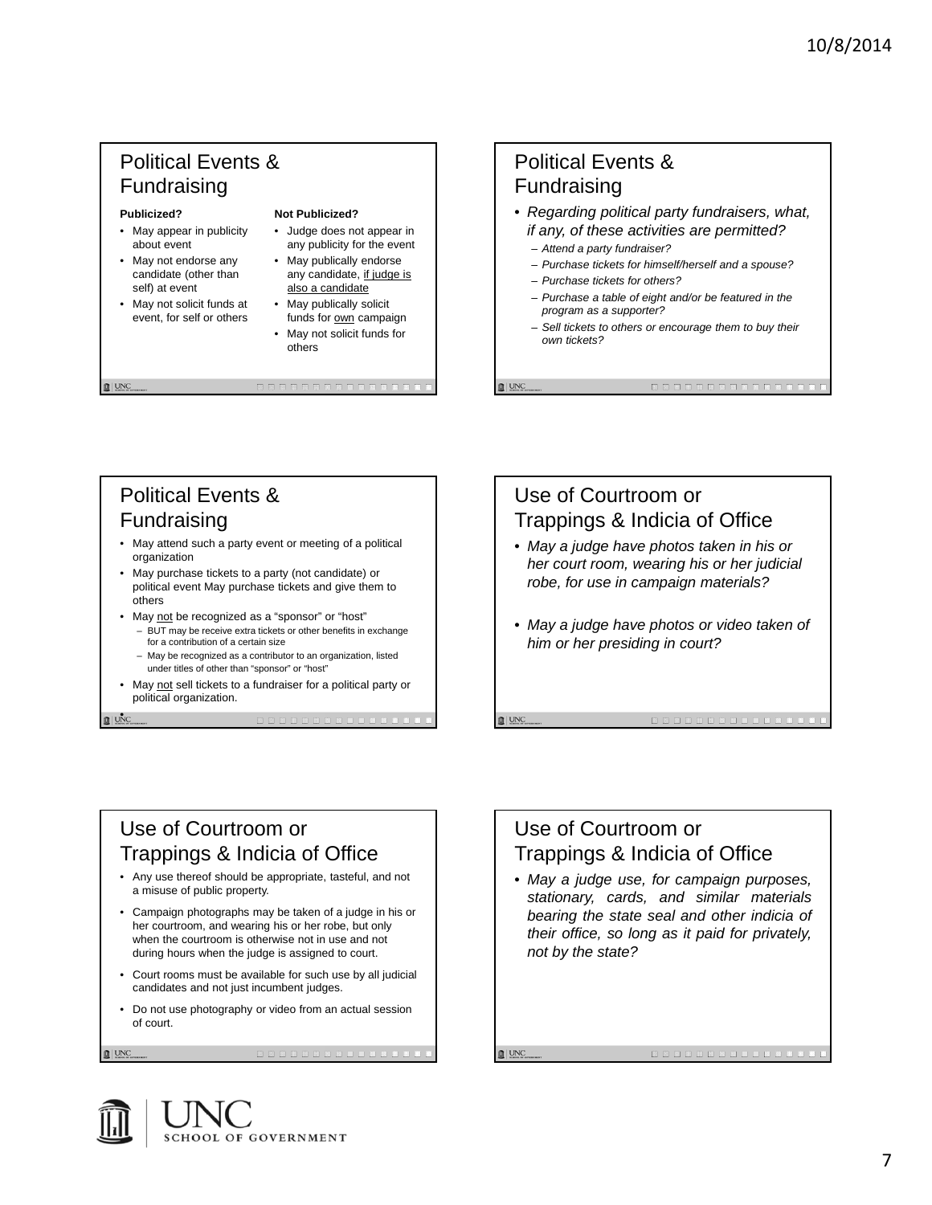## Political Events & Fundraising

**Publicized?**

- May appear in publicity about event
- May not endorse any candidate (other than self) at event
- May not solicit funds at event, for self or others

**Not Publicized?**

- Judge does not appear in any publicity for the event
- May publically endorse any candidate, if judge is also a candidate
- May publically solicit funds for own campaign
- May not solicit funds for others

## Political Events & Fundraising

- *Regarding political party fundraisers, what, if any, of these activities are permitted?*
  - *Attend a party fundraiser?*
  - *Purchase tickets for himself/herself and a spouse?*
  - *Purchase tickets for others?*
  - *Purchase a table of eight and/or be featured in the program as a supporter?*
  - *Sell tickets to others or encourage them to buy their own tickets?*

## Political Events & Fundraising

- May attend such a party event or meeting of a political organization
- May purchase tickets to a party (not candidate) or political event May purchase tickets and give them to others
- May not be recognized as a "sponsor" or "host"
  - BUT may be receive extra tickets or other benefits in exchange for a contribution of a certain size
  - May be recognized as a contributor to an organization, listed under titles of other than "sponsor" or "host"
- May not sell tickets to a fundraiser for a political party or political organization.

## Use of Courtroom or Trappings & Indicia of Office

- *May a judge have photos taken in his or her court room, wearing his or her judicial robe, for use in campaign materials?*
- *May a judge have photos or video taken of him or her presiding in court?*

## Use of Courtroom or Trappings & Indicia of Office

- Any use thereof should be appropriate, tasteful, and not a misuse of public property.
- Campaign photographs may be taken of a judge in his or her courtroom, and wearing his or her robe, but only when the courtroom is otherwise not in use and not during hours when the judge is assigned to court.
- Court rooms must be available for such use by all judicial candidates and not just incumbent judges.
- Do not use photography or video from an actual session of court.

## Use of Courtroom or Trappings & Indicia of Office

- *May a judge use, for campaign purposes, stationary, cards, and similar materials bearing the state seal and other indicia of their office, so long as it paid for privately, not by the state?*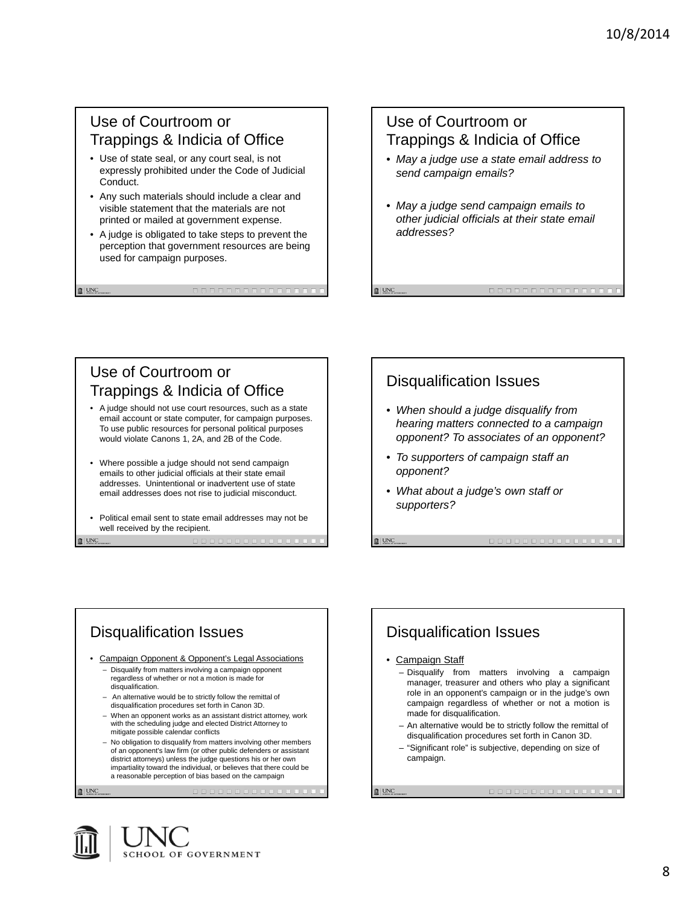## Use of Courtroom or Trappings & Indicia of Office

- Use of state seal, or any court seal, is not expressly prohibited under the Code of Judicial Conduct.
- Any such materials should include a clear and visible statement that the materials are not printed or mailed at government expense.
- A judge is obligated to take steps to prevent the perception that government resources are being used for campaign purposes.

## Use of Courtroom or Trappings & Indicia of Office

- *May a judge use a state email address to send campaign emails?*
- *May a judge send campaign emails to other judicial officials at their state email addresses?*

## Use of Courtroom or Trappings & Indicia of Office

- A judge should not use court resources, such as a state email account or state computer, for campaign purposes. To use public resources for personal political purposes would violate Canons 1, 2A, and 2B of the Code.
- Where possible a judge should not send campaign emails to other judicial officials at their state email addresses. Unintentional or inadvertent use of state email addresses does not rise to judicial misconduct.
- Political email sent to state email addresses may not be well received by the recipient.

## Disqualification Issues

- *When should a judge disqualify from hearing matters connected to a campaign opponent? To associates of an opponent?*
- *To supporters of campaign staff an opponent?*
- *What about a judge's own staff or supporters?*

## Disqualification Issues

- Campaign Opponent & Opponent's Legal Associations
  - Disqualify from matters involving a campaign opponent regardless of whether or not a motion is made for disqualification.
  - An alternative would be to strictly follow the remittal of disqualification procedures set forth in Canon 3D.
  - When an opponent works as an assistant district attorney, work with the scheduling judge and elected District Attorney to mitigate possible calendar conflicts
  - No obligation to disqualify from matters involving other members of an opponent's law firm (or other public defenders or assistant district attorneys) unless the judge questions his or her own impartiality toward the individual, or believes that there could be a reasonable perception of bias based on the campaign

## Disqualification Issues

- Campaign Staff
  - Disqualify from matters involving a campaign manager, treasurer and others who play a significant role in an opponent's campaign or in the judge's own campaign regardless of whether or not a motion is made for disqualification.
  - An alternative would be to strictly follow the remittal of disqualification procedures set forth in Canon 3D.
  - "Significant role" is subjective, depending on size of campaign.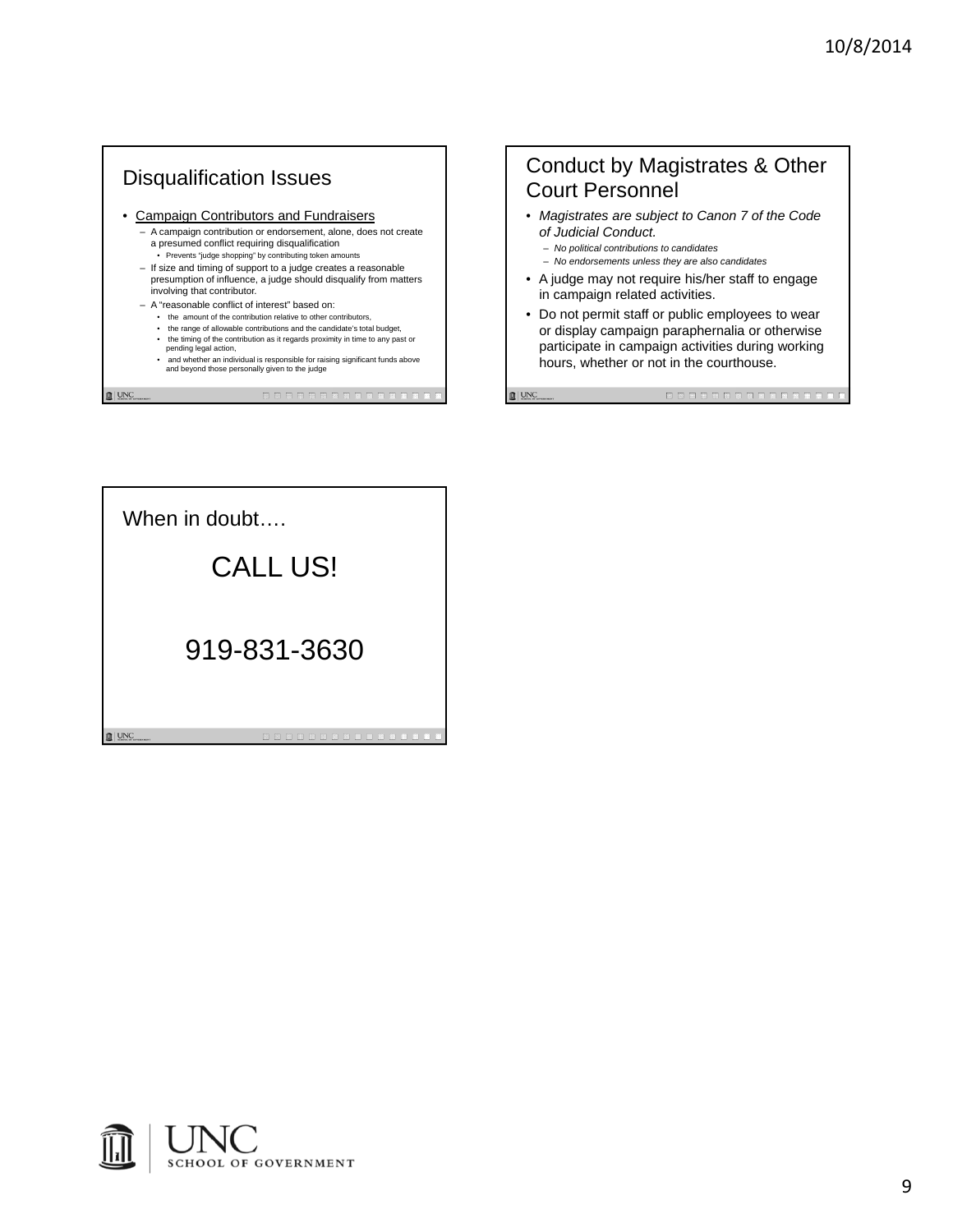## Disqualification Issues

- Campaign Contributors and Fundraisers
  - A campaign contribution or endorsement, alone, does not create a presumed conflict requiring disqualification
    - Prevents "judge shopping" by contributing token amounts
  - If size and timing of support to a judge creates a reasonable presumption of influence, a judge should disqualify from matters involving that contributor.
  - A "reasonable conflict of interest" based on:
    - the amount of the contribution relative to other contributors,
    - the range of allowable contributions and the candidate's total budget,
    - the timing of the contribution as it regards proximity in time to any past or pending legal action,
    - and whether an individual is responsible for raising significant funds above and beyond those personally given to the judge

## Conduct by Magistrates & Other Court Personnel

- *Magistrates are subject to Canon 7 of the Code of Judicial Conduct.*
  - *No political contributions to candidates*
  - *No endorsements unless they are also candidates*
- A judge may not require his/her staff to engage in campaign related activities.
- Do not permit staff or public employees to wear or display campaign paraphernalia or otherwise participate in campaign activities during working hours, whether or not in the courthouse.

## When in doubt….

CALL US!

919-831-3630